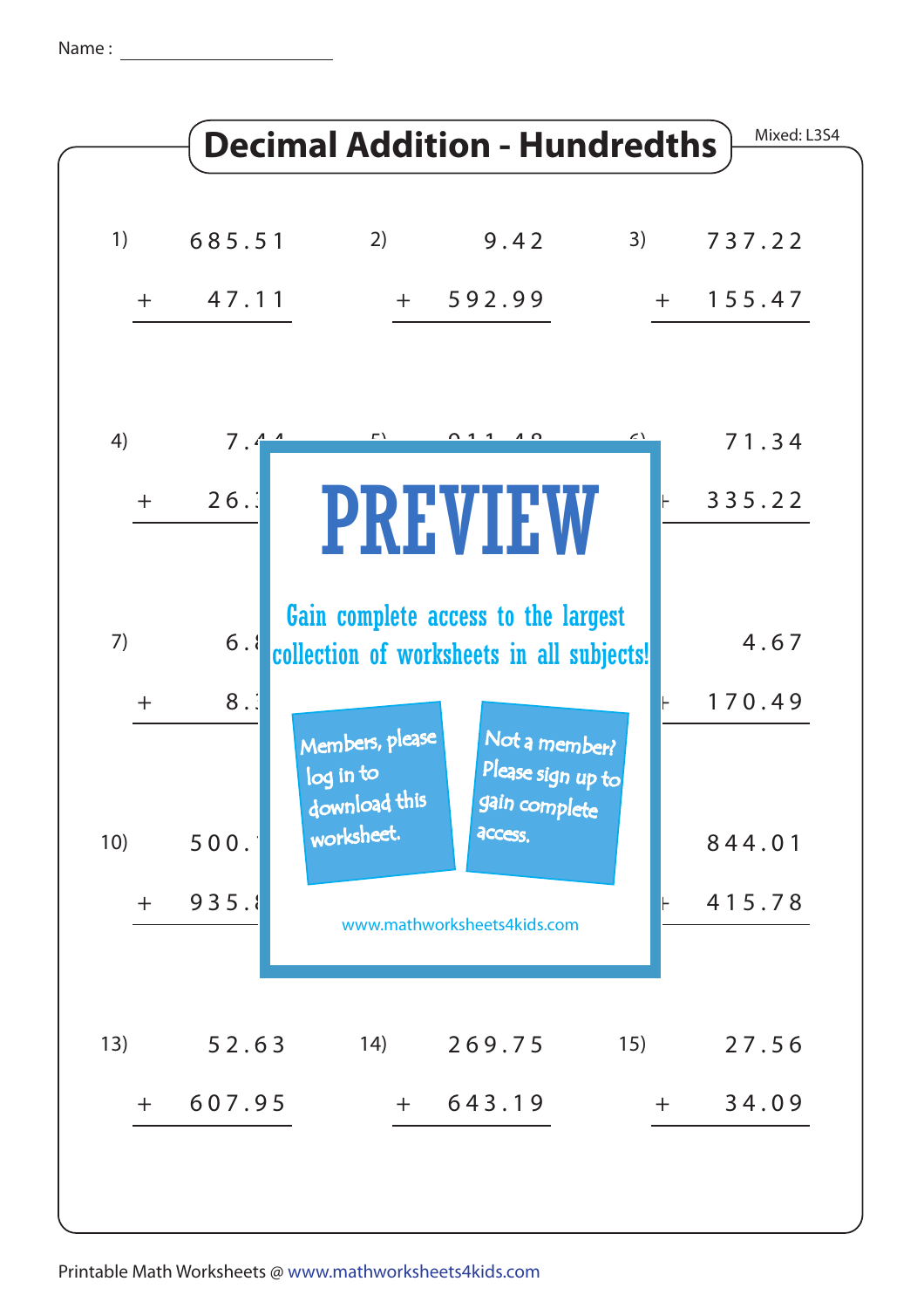Name : ____________________

# Decimal Addition - Hundredths

Mixed: L3S4

| | | |
|---|---|---|
| 1) 685.51 + 47.11 | 2) 9.42 + 592.99 | 3) 737.22 + 155.47 |
| 4) 7.4... + 26.... | 5) ... | 6) 71.34 + 335.22 |
| 7) 6.... + 8.... | 8) ... | 9) 4.67 + 170.49 |
| 10) 500.... + 935.... | 11) ... | 12) 844.01 + 415.78 |
| 13) 52.63 + 607.95 | 14) 269.75 + 643.19 | 15) 27.56 + 34.09 |

PREVIEW

Gain complete access to the largest collection of worksheets in all subjects!

Members, please log in to download this worksheet.

Not a member? Please sign up to gain complete access.

www.mathworksheets4kids.com

Printable Math Worksheets @ www.mathworksheets4kids.com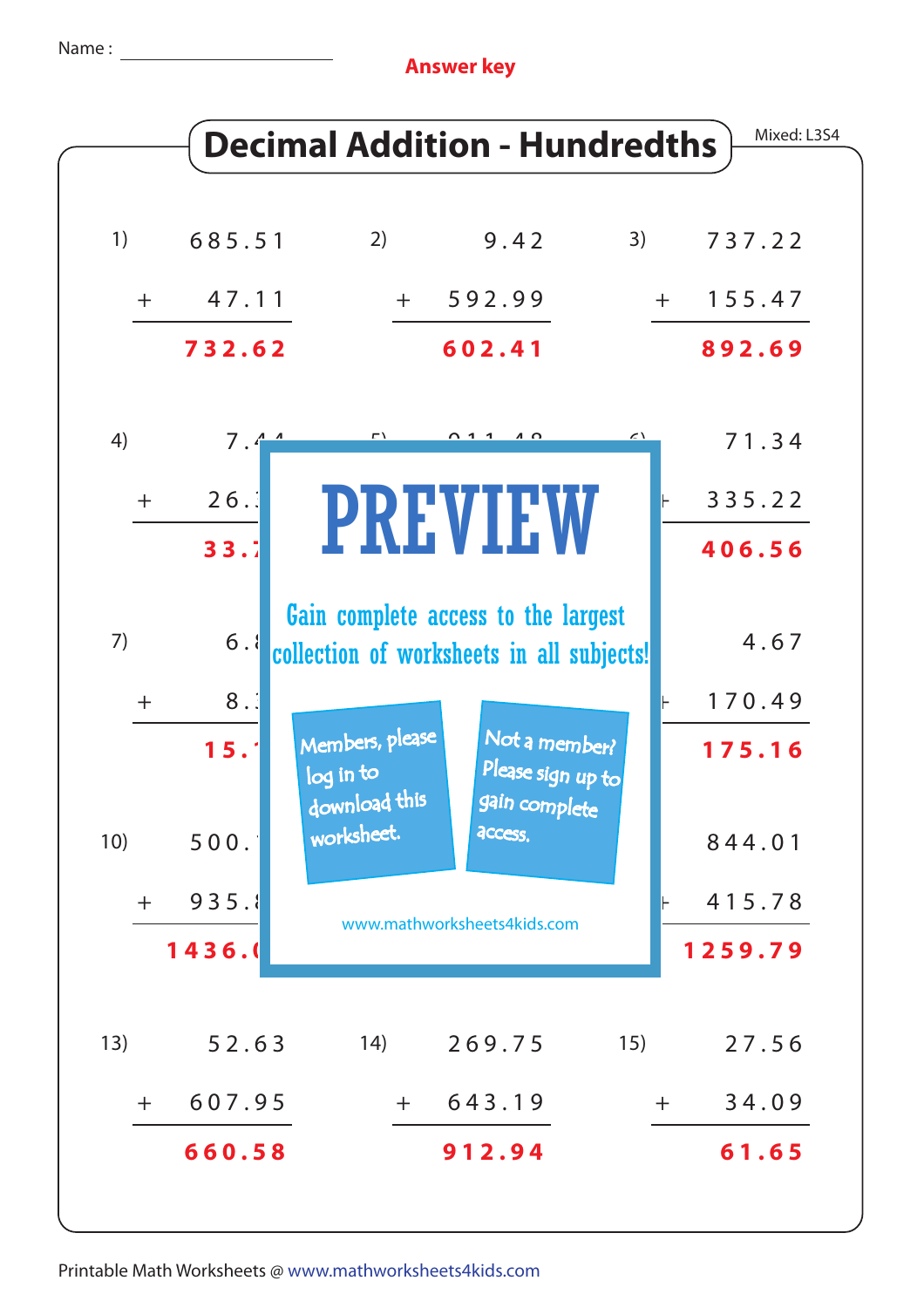Name : ____________________

**Answer key**

# Decimal Addition - Hundredths

Mixed: L3S4

1)
```
   685.51
+   47.11
---------
   732.62
```

2)
```
     9.42
+  592.99
---------
   602.41
```

3)
```
   737.22
+  155.47
---------
   892.69
```

4)
```
     7.4
+   26.
---------
    33.
```

5)
```
   911.48
```

6)
```
    71.34
+  335.22
---------
   406.56
```

7)
```
     6.
+    8.
---------
    15.
```

8)

9)
```
     4.67
+  170.49
---------
   175.16
```

10)
```
   500.
+  935.
---------
  1436.
```

11)

12)
```
   844.01
+  415.78
---------
  1259.79
```

13)
```
    52.63
+  607.95
---------
   660.58
```

14)
```
   269.75
+  643.19
---------
   912.94
```

15)
```
    27.56
+   34.09
---------
    61.65
```

PREVIEW

Gain complete access to the largest collection of worksheets in all subjects!

Members, please log in to download this worksheet.

Not a member? Please sign up to gain complete access.

www.mathworksheets4kids.com

Printable Math Worksheets @ www.mathworksheets4kids.com